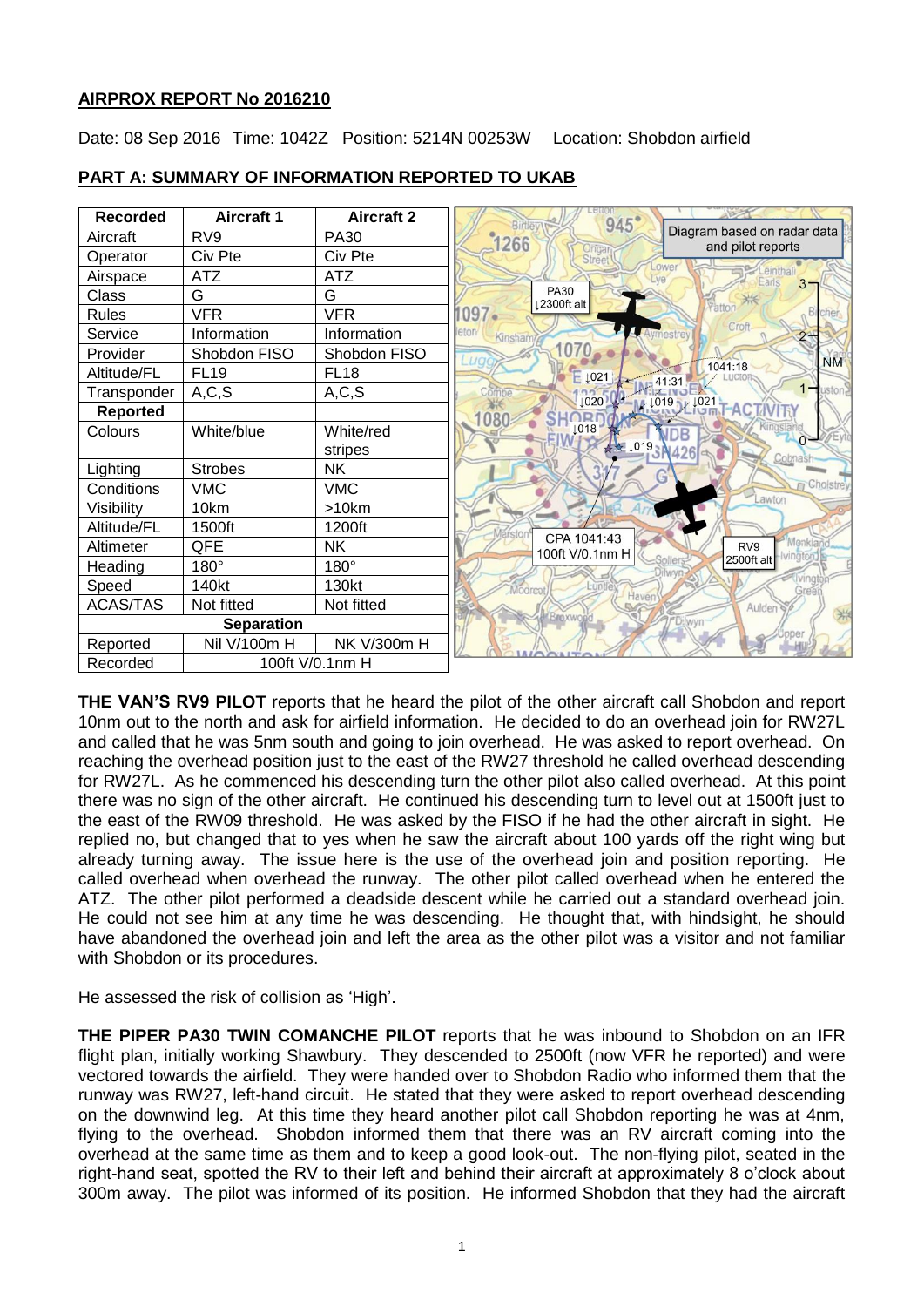**AIRPROX REPORT No 2016210**

Date: 08 Sep 2016 Time: 1042Z Position: 5214N 00253W Location: Shobdon airfield

**PART A: SUMMARY OF INFORMATION REPORTED TO UKAB**

| Recorded | Aircraft 1 | Aircraft 2 |
|---|---|---|
| Aircraft | RV9 | PA30 |
| Operator | Civ Pte | Civ Pte |
| Airspace | ATZ | ATZ |
| Class | G | G |
| Rules | VFR | VFR |
| Service | Information | Information |
| Provider | Shobdon FISO | Shobdon FISO |
| Altitude/FL | FL19 | FL18 |
| Transponder | A,C,S | A,C,S |
| **Reported** | | |
| Colours | White/blue | White/red stripes |
| Lighting | Strobes | NK |
| Conditions | VMC | VMC |
| Visibility | 10km | >10km |
| Altitude/FL | 1500ft | 1200ft |
| Altimeter | QFE | NK |
| Heading | 180° | 180° |
| Speed | 140kt | 130kt |
| ACAS/TAS | Not fitted | Not fitted |
| **Separation** | | |
| Reported | Nil V/100m H | NK V/300m H |
| Recorded | 100ft V/0.1nm H | |

Diagram based on radar data and pilot reports

PA30 ↓2300ft alt

RV9 2500ft alt

CPA 1041:43 100ft V/0.1nm H

**THE VAN'S RV9 PILOT** reports that he heard the pilot of the other aircraft call Shobdon and report 10nm out to the north and ask for airfield information. He decided to do an overhead join for RW27L and called that he was 5nm south and going to join overhead. He was asked to report overhead. On reaching the overhead position just to the east of the RW27 threshold he called overhead descending for RW27L. As he commenced his descending turn the other pilot also called overhead. At this point there was no sign of the other aircraft. He continued his descending turn to level out at 1500ft just to the east of the RW09 threshold. He was asked by the FISO if he had the other aircraft in sight. He replied no, but changed that to yes when he saw the aircraft about 100 yards off the right wing but already turning away. The issue here is the use of the overhead join and position reporting. He called overhead when overhead the runway. The other pilot called overhead when he entered the ATZ. The other pilot performed a deadside descent while he carried out a standard overhead join. He could not see him at any time he was descending. He thought that, with hindsight, he should have abandoned the overhead join and left the area as the other pilot was a visitor and not familiar with Shobdon or its procedures.

He assessed the risk of collision as 'High'.

**THE PIPER PA30 TWIN COMANCHE PILOT** reports that he was inbound to Shobdon on an IFR flight plan, initially working Shawbury. They descended to 2500ft (now VFR he reported) and were vectored towards the airfield. They were handed over to Shobdon Radio who informed them that the runway was RW27, left-hand circuit. He stated that they were asked to report overhead descending on the downwind leg. At this time they heard another pilot call Shobdon reporting he was at 4nm, flying to the overhead. Shobdon informed them that there was an RV aircraft coming into the overhead at the same time as them and to keep a good look-out. The non-flying pilot, seated in the right-hand seat, spotted the RV to their left and behind their aircraft at approximately 8 o'clock about 300m away. The pilot was informed of its position. He informed Shobdon that they had the aircraft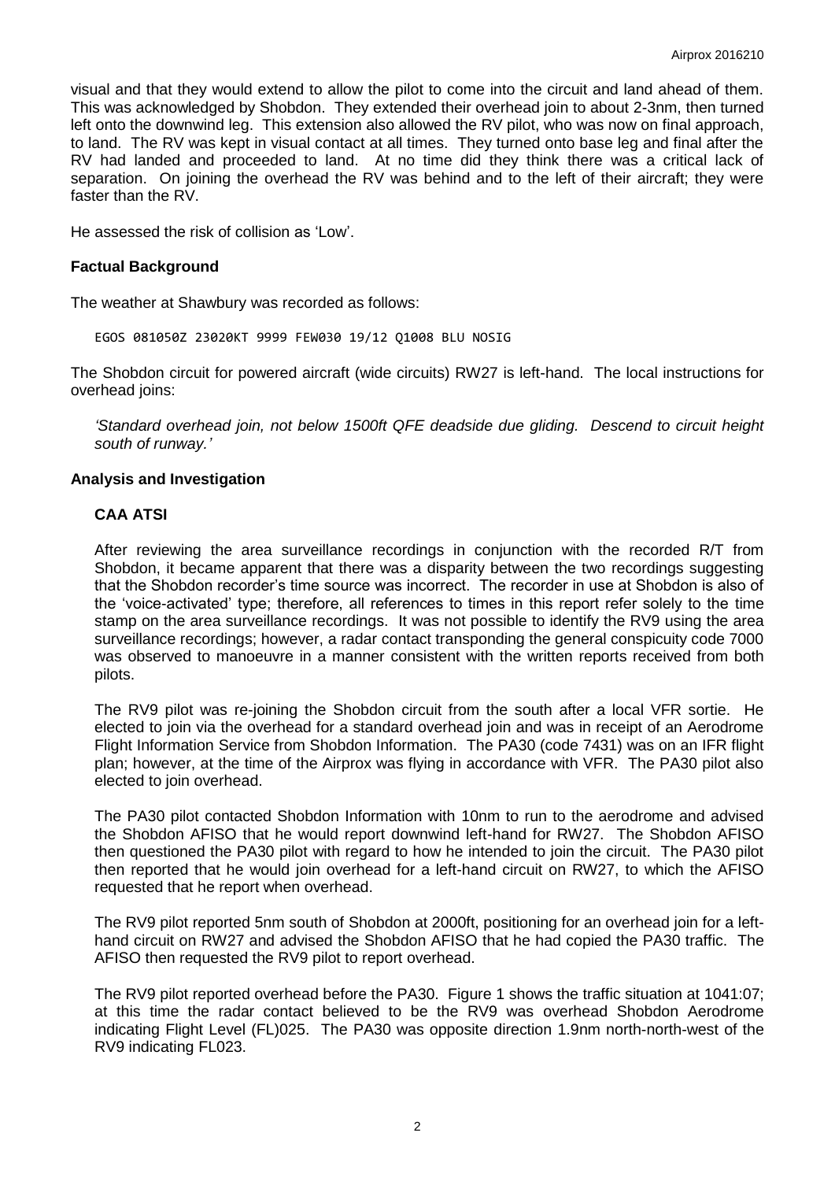visual and that they would extend to allow the pilot to come into the circuit and land ahead of them. This was acknowledged by Shobdon. They extended their overhead join to about 2-3nm, then turned left onto the downwind leg. This extension also allowed the RV pilot, who was now on final approach, to land. The RV was kept in visual contact at all times. They turned onto base leg and final after the RV had landed and proceeded to land. At no time did they think there was a critical lack of separation. On joining the overhead the RV was behind and to the left of their aircraft; they were faster than the RV.

He assessed the risk of collision as 'Low'.

## Factual Background

The weather at Shawbury was recorded as follows:

```
EGOS 081050Z 23020KT 9999 FEW030 19/12 Q1008 BLU NOSIG
```

The Shobdon circuit for powered aircraft (wide circuits) RW27 is left-hand. The local instructions for overhead joins:

*'Standard overhead join, not below 1500ft QFE deadside due gliding. Descend to circuit height south of runway.'*

## Analysis and Investigation

### CAA ATSI

After reviewing the area surveillance recordings in conjunction with the recorded R/T from Shobdon, it became apparent that there was a disparity between the two recordings suggesting that the Shobdon recorder's time source was incorrect. The recorder in use at Shobdon is also of the 'voice-activated' type; therefore, all references to times in this report refer solely to the time stamp on the area surveillance recordings. It was not possible to identify the RV9 using the area surveillance recordings; however, a radar contact transponding the general conspicuity code 7000 was observed to manoeuvre in a manner consistent with the written reports received from both pilots.

The RV9 pilot was re-joining the Shobdon circuit from the south after a local VFR sortie. He elected to join via the overhead for a standard overhead join and was in receipt of an Aerodrome Flight Information Service from Shobdon Information. The PA30 (code 7431) was on an IFR flight plan; however, at the time of the Airprox was flying in accordance with VFR. The PA30 pilot also elected to join overhead.

The PA30 pilot contacted Shobdon Information with 10nm to run to the aerodrome and advised the Shobdon AFISO that he would report downwind left-hand for RW27. The Shobdon AFISO then questioned the PA30 pilot with regard to how he intended to join the circuit. The PA30 pilot then reported that he would join overhead for a left-hand circuit on RW27, to which the AFISO requested that he report when overhead.

The RV9 pilot reported 5nm south of Shobdon at 2000ft, positioning for an overhead join for a left-hand circuit on RW27 and advised the Shobdon AFISO that he had copied the PA30 traffic. The AFISO then requested the RV9 pilot to report overhead.

The RV9 pilot reported overhead before the PA30. Figure 1 shows the traffic situation at 1041:07; at this time the radar contact believed to be the RV9 was overhead Shobdon Aerodrome indicating Flight Level (FL)025. The PA30 was opposite direction 1.9nm north-north-west of the RV9 indicating FL023.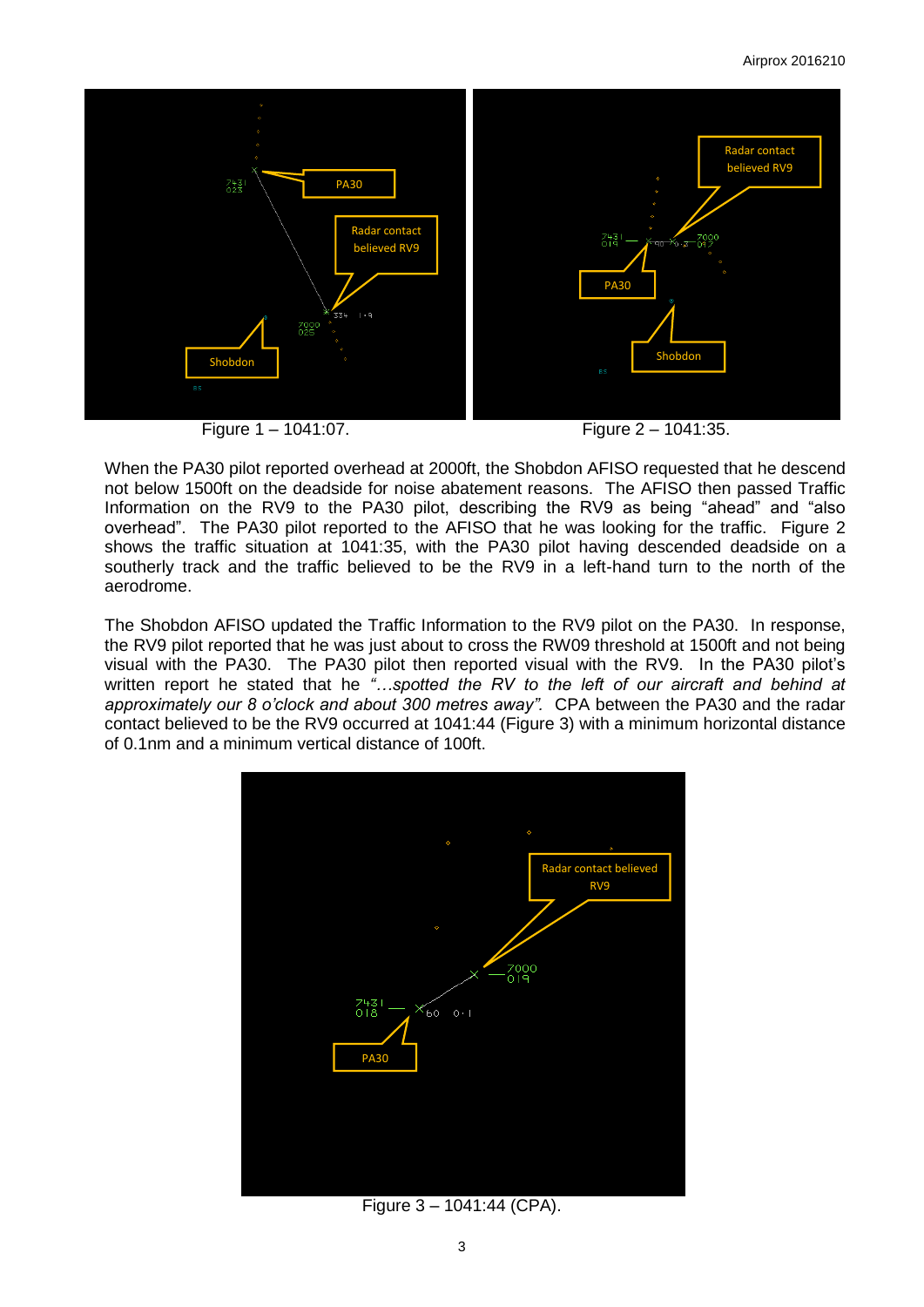Figure 1 – 1041:07.

Figure 2 – 1041:35.

When the PA30 pilot reported overhead at 2000ft, the Shobdon AFISO requested that he descend not below 1500ft on the deadside for noise abatement reasons. The AFISO then passed Traffic Information on the RV9 to the PA30 pilot, describing the RV9 as being "ahead" and "also overhead". The PA30 pilot reported to the AFISO that he was looking for the traffic. Figure 2 shows the traffic situation at 1041:35, with the PA30 pilot having descended deadside on a southerly track and the traffic believed to be the RV9 in a left-hand turn to the north of the aerodrome.

The Shobdon AFISO updated the Traffic Information to the RV9 pilot on the PA30. In response, the RV9 pilot reported that he was just about to cross the RW09 threshold at 1500ft and not being visual with the PA30. The PA30 pilot then reported visual with the RV9. In the PA30 pilot's written report he stated that he *"…spotted the RV to the left of our aircraft and behind at approximately our 8 o'clock and about 300 metres away".* CPA between the PA30 and the radar contact believed to be the RV9 occurred at 1041:44 (Figure 3) with a minimum horizontal distance of 0.1nm and a minimum vertical distance of 100ft.

Figure 3 – 1041:44 (CPA).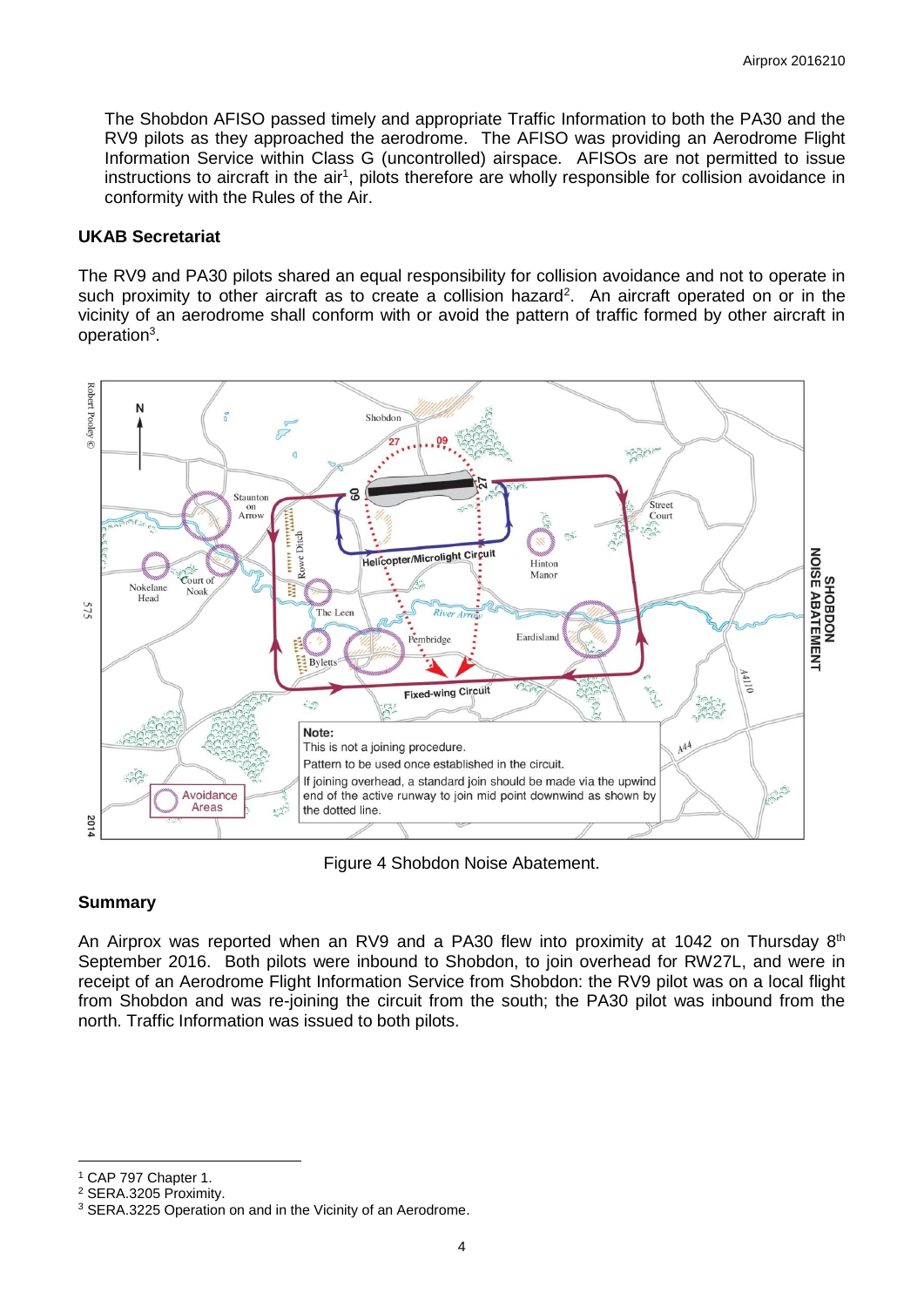The Shobdon AFISO passed timely and appropriate Traffic Information to both the PA30 and the RV9 pilots as they approached the aerodrome. The AFISO was providing an Aerodrome Flight Information Service within Class G (uncontrolled) airspace. AFISOs are not permitted to issue instructions to aircraft in the air[1], pilots therefore are wholly responsible for collision avoidance in conformity with the Rules of the Air.

### UKAB Secretariat

The RV9 and PA30 pilots shared an equal responsibility for collision avoidance and not to operate in such proximity to other aircraft as to create a collision hazard[2]. An aircraft operated on or in the vicinity of an aerodrome shall conform with or avoid the pattern of traffic formed by other aircraft in operation[3].

Figure 4 Shobdon Noise Abatement.

### Summary

An Airprox was reported when an RV9 and a PA30 flew into proximity at 1042 on Thursday 8th September 2016. Both pilots were inbound to Shobdon, to join overhead for RW27L, and were in receipt of an Aerodrome Flight Information Service from Shobdon: the RV9 pilot was on a local flight from Shobdon and was re-joining the circuit from the south; the PA30 pilot was inbound from the north. Traffic Information was issued to both pilots.

---

[1] CAP 797 Chapter 1.
[2] SERA.3205 Proximity.
[3] SERA.3225 Operation on and in the Vicinity of an Aerodrome.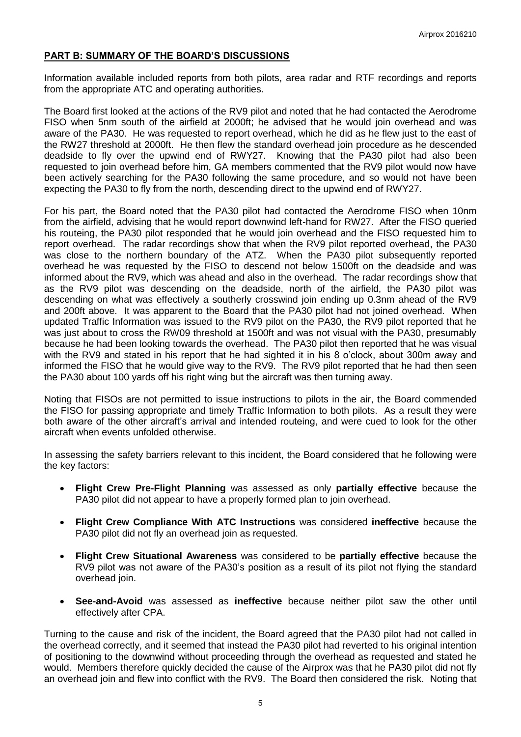## PART B: SUMMARY OF THE BOARD'S DISCUSSIONS

Information available included reports from both pilots, area radar and RTF recordings and reports from the appropriate ATC and operating authorities.

The Board first looked at the actions of the RV9 pilot and noted that he had contacted the Aerodrome FISO when 5nm south of the airfield at 2000ft; he advised that he would join overhead and was aware of the PA30. He was requested to report overhead, which he did as he flew just to the east of the RW27 threshold at 2000ft. He then flew the standard overhead join procedure as he descended deadside to fly over the upwind end of RWY27. Knowing that the PA30 pilot had also been requested to join overhead before him, GA members commented that the RV9 pilot would now have been actively searching for the PA30 following the same procedure, and so would not have been expecting the PA30 to fly from the north, descending direct to the upwind end of RWY27.

For his part, the Board noted that the PA30 pilot had contacted the Aerodrome FISO when 10nm from the airfield, advising that he would report downwind left-hand for RW27. After the FISO queried his routeing, the PA30 pilot responded that he would join overhead and the FISO requested him to report overhead. The radar recordings show that when the RV9 pilot reported overhead, the PA30 was close to the northern boundary of the ATZ. When the PA30 pilot subsequently reported overhead he was requested by the FISO to descend not below 1500ft on the deadside and was informed about the RV9, which was ahead and also in the overhead. The radar recordings show that as the RV9 pilot was descending on the deadside, north of the airfield, the PA30 pilot was descending on what was effectively a southerly crosswind join ending up 0.3nm ahead of the RV9 and 200ft above. It was apparent to the Board that the PA30 pilot had not joined overhead. When updated Traffic Information was issued to the RV9 pilot on the PA30, the RV9 pilot reported that he was just about to cross the RW09 threshold at 1500ft and was not visual with the PA30, presumably because he had been looking towards the overhead. The PA30 pilot then reported that he was visual with the RV9 and stated in his report that he had sighted it in his 8 o'clock, about 300m away and informed the FISO that he would give way to the RV9. The RV9 pilot reported that he had then seen the PA30 about 100 yards off his right wing but the aircraft was then turning away.

Noting that FISOs are not permitted to issue instructions to pilots in the air, the Board commended the FISO for passing appropriate and timely Traffic Information to both pilots. As a result they were both aware of the other aircraft's arrival and intended routeing, and were cued to look for the other aircraft when events unfolded otherwise.

In assessing the safety barriers relevant to this incident, the Board considered that he following were the key factors:

- **Flight Crew Pre-Flight Planning** was assessed as only **partially effective** because the PA30 pilot did not appear to have a properly formed plan to join overhead.
- **Flight Crew Compliance With ATC Instructions** was considered **ineffective** because the PA30 pilot did not fly an overhead join as requested.
- **Flight Crew Situational Awareness** was considered to be **partially effective** because the RV9 pilot was not aware of the PA30's position as a result of its pilot not flying the standard overhead join.
- **See-and-Avoid** was assessed as **ineffective** because neither pilot saw the other until effectively after CPA.

Turning to the cause and risk of the incident, the Board agreed that the PA30 pilot had not called in the overhead correctly, and it seemed that instead the PA30 pilot had reverted to his original intention of positioning to the downwind without proceeding through the overhead as requested and stated he would. Members therefore quickly decided the cause of the Airprox was that he PA30 pilot did not fly an overhead join and flew into conflict with the RV9. The Board then considered the risk. Noting that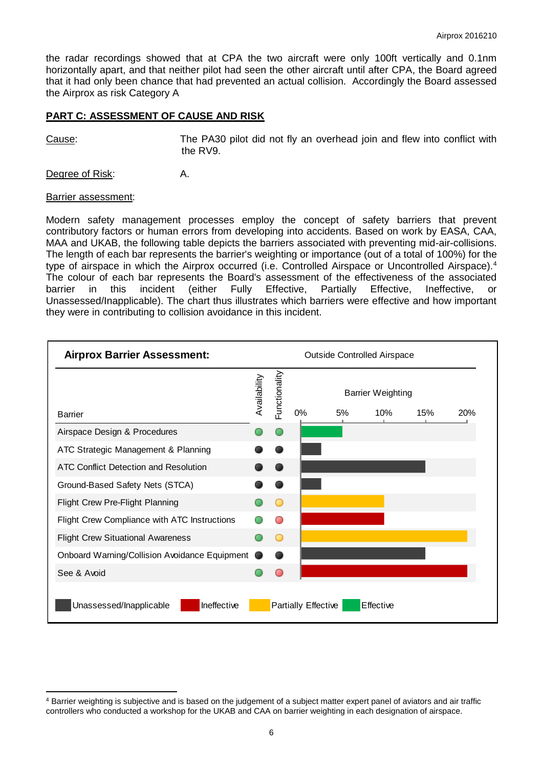the radar recordings showed that at CPA the two aircraft were only 100ft vertically and 0.1nm horizontally apart, and that neither pilot had seen the other aircraft until after CPA, the Board agreed that it had only been chance that had prevented an actual collision. Accordingly the Board assessed the Airprox as risk Category A

## PART C: ASSESSMENT OF CAUSE AND RISK

Cause: The PA30 pilot did not fly an overhead join and flew into conflict with the RV9.

Degree of Risk: A.

Barrier assessment:

Modern safety management processes employ the concept of safety barriers that prevent contributory factors or human errors from developing into accidents. Based on work by EASA, CAA, MAA and UKAB, the following table depicts the barriers associated with preventing mid-air-collisions. The length of each bar represents the barrier's weighting or importance (out of a total of 100%) for the type of airspace in which the Airprox occurred (i.e. Controlled Airspace or Uncontrolled Airspace).[4] The colour of each bar represents the Board's assessment of the effectiveness of the associated barrier in this incident (either Fully Effective, Partially Effective, Ineffective, or Unassessed/Inapplicable). The chart thus illustrates which barriers were effective and how important they were in contributing to collision avoidance in this incident.

**Airprox Barrier Assessment:** Outside Controlled Airspace

| Barrier | Availability | Functionality | Barrier Weighting | Assessment |
|---|---|---|---|---|
| Airspace Design & Procedures | Green | Green | ~5% | Effective |
| ATC Strategic Management & Planning | Unassessed | Unassessed | ~2.5% | Unassessed/Inapplicable |
| ATC Conflict Detection and Resolution | Unassessed | Unassessed | ~15% | Unassessed/Inapplicable |
| Ground-Based Safety Nets (STCA) | Unassessed | Unassessed | ~2.5% | Unassessed/Inapplicable |
| Flight Crew Pre-Flight Planning | Green | Amber | ~10% | Partially Effective |
| Flight Crew Compliance with ATC Instructions | Green | Red | ~10% | Ineffective |
| Flight Crew Situational Awareness | Green | Amber | ~20% | Partially Effective |
| Onboard Warning/Collision Avoidance Equipment | Unassessed | Unassessed | ~15% | Unassessed/Inapplicable |
| See & Avoid | Green | Red | ~20% | Ineffective |

Unassessed/Inapplicable | Ineffective | Partially Effective | Effective

[4] Barrier weighting is subjective and is based on the judgement of a subject matter expert panel of aviators and air traffic controllers who conducted a workshop for the UKAB and CAA on barrier weighting in each designation of airspace.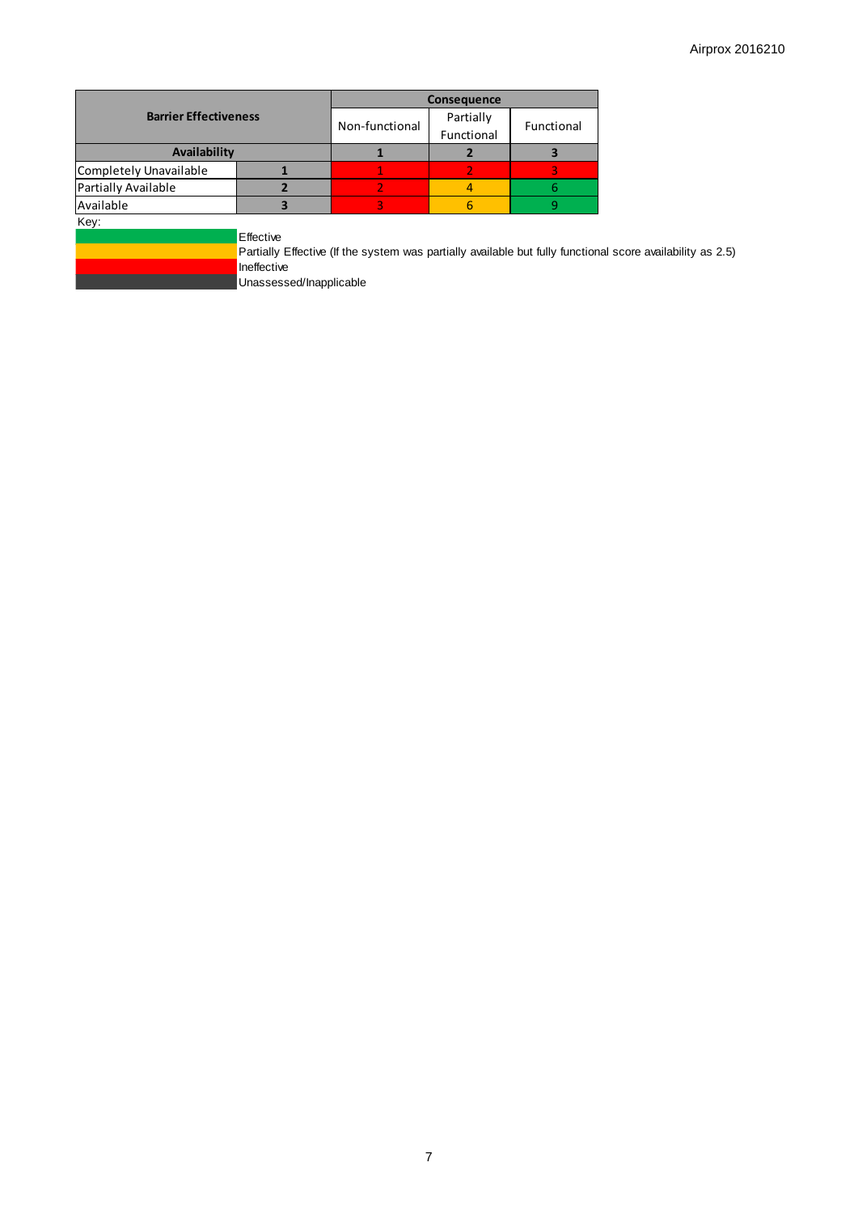| Barrier Effectiveness | | Consequence | | |
|---|---|---|---|---|
| | | Non-functional | Partially Functional | Functional |
| **Availability** | | **1** | **2** | **3** |
| Completely Unavailable | **1** | 1 | 2 | 3 |
| Partially Available | **2** | 2 | 4 | 6 |
| Available | **3** | 3 | 6 | 9 |

Key:

- Effective (green)
- Partially Effective (If the system was partially available but fully functional score availability as 2.5) (amber)
- Ineffective (red)
- Unassessed/Inapplicable (dark grey)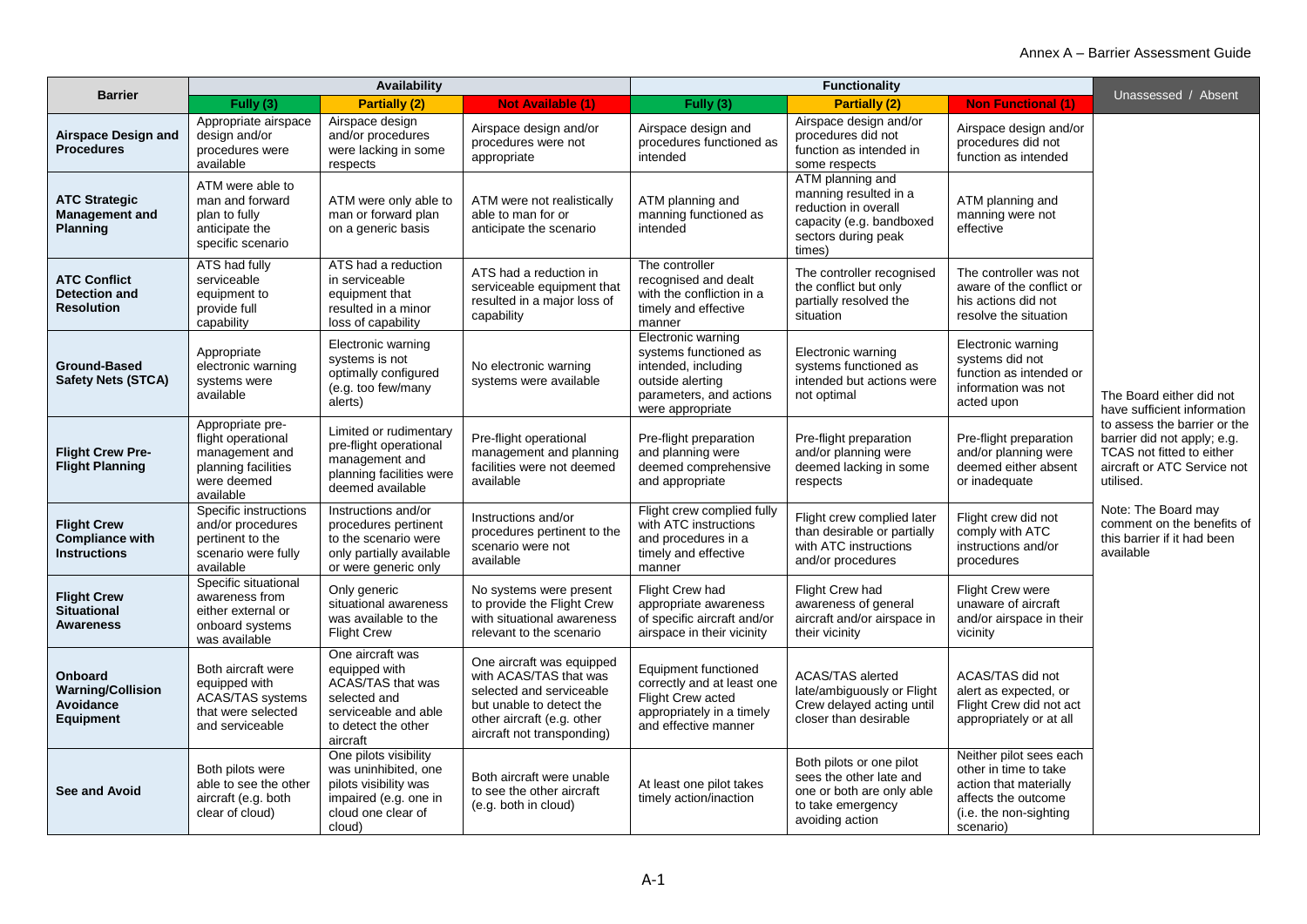Annex A – Barrier Assessment Guide

| Barrier | Availability | | | Functionality | | | Unassessed / Absent |
|---|---|---|---|---|---|---|---|
| | **Fully (3)** | **Partially (2)** | **Not Available (1)** | **Fully (3)** | **Partially (2)** | **Non Functional (1)** | |
| **Airspace Design and Procedures** | Appropriate airspace design and/or procedures were available | Airspace design and/or procedures were lacking in some respects | Airspace design and/or procedures were not appropriate | Airspace design and procedures functioned as intended | Airspace design and/or procedures did not function as intended in some respects | Airspace design and/or procedures did not function as intended | The Board either did not have sufficient information to assess the barrier or the barrier did not apply; e.g. TCAS not fitted to either aircraft or ATC Service not utilised. Note: The Board may comment on the benefits of this barrier if it had been available |
| **ATC Strategic Management and Planning** | ATM were able to man and forward plan to fully anticipate the specific scenario | ATM were only able to man or forward plan on a generic basis | ATM were not realistically able to man for or anticipate the scenario | ATM planning and manning functioned as intended | ATM planning and manning resulted in a reduction in overall capacity (e.g. bandboxed sectors during peak times) | ATM planning and manning were not effective | |
| **ATC Conflict Detection and Resolution** | ATS had fully serviceable equipment to provide full capability | ATS had a reduction in serviceable equipment that resulted in a minor loss of capability | ATS had a reduction in serviceable equipment that resulted in a major loss of capability | The controller recognised and dealt with the confliction in a timely and effective manner | The controller recognised the conflict but only partially resolved the situation | The controller was not aware of the conflict or his actions did not resolve the situation | |
| **Ground-Based Safety Nets (STCA)** | Appropriate electronic warning systems were available | Electronic warning systems is not optimally configured (e.g. too few/many alerts) | No electronic warning systems were available | Electronic warning systems functioned as intended, including outside alerting parameters, and actions were appropriate | Electronic warning systems functioned as intended but actions were not optimal | Electronic warning systems did not function as intended or information was not acted upon | |
| **Flight Crew Pre-Flight Planning** | Appropriate pre-flight operational management and planning facilities were deemed available | Limited or rudimentary pre-flight operational management and planning facilities were deemed available | Pre-flight operational management and planning facilities were not deemed available | Pre-flight preparation and planning were deemed comprehensive and appropriate | Pre-flight preparation and/or planning were deemed lacking in some respects | Pre-flight preparation and/or planning were deemed either absent or inadequate | |
| **Flight Crew Compliance with Instructions** | Specific instructions and/or procedures pertinent to the scenario were fully available | Instructions and/or procedures pertinent to the scenario were only partially available or were generic only | Instructions and/or procedures pertinent to the scenario were not available | Flight crew complied fully with ATC instructions and procedures in a timely and effective manner | Flight crew complied later than desirable or partially with ATC instructions and/or procedures | Flight crew did not comply with ATC instructions and/or procedures | |
| **Flight Crew Situational Awareness** | Specific situational awareness from either external or onboard systems was available | Only generic situational awareness was available to the Flight Crew | No systems were present to provide the Flight Crew with situational awareness relevant to the scenario | Flight Crew had appropriate awareness of specific aircraft and/or airspace in their vicinity | Flight Crew had awareness of general aircraft and/or airspace in their vicinity | Flight Crew were unaware of aircraft and/or airspace in their vicinity | |
| **Onboard Warning/Collision Avoidance Equipment** | Both aircraft were equipped with ACAS/TAS systems that were selected and serviceable | One aircraft was equipped with ACAS/TAS that was selected and serviceable and able to detect the other aircraft | One aircraft was equipped with ACAS/TAS that was selected and serviceable but unable to detect the other aircraft (e.g. other aircraft not transponding) | Equipment functioned correctly and at least one Flight Crew acted appropriately in a timely and effective manner | ACAS/TAS alerted late/ambiguously or Flight Crew delayed acting until closer than desirable | ACAS/TAS did not alert as expected, or Flight Crew did not act appropriately or at all | |
| **See and Avoid** | Both pilots were able to see the other aircraft (e.g. both clear of cloud) | One pilots visibility was uninhibited, one pilots visibility was impaired (e.g. one in cloud one clear of cloud) | Both aircraft were unable to see the other aircraft (e.g. both in cloud) | At least one pilot takes timely action/inaction | Both pilots or one pilot sees the other late and one or both are only able to take emergency avoiding action | Neither pilot sees each other in time to take action that materially affects the outcome (i.e. the non-sighting scenario) | |